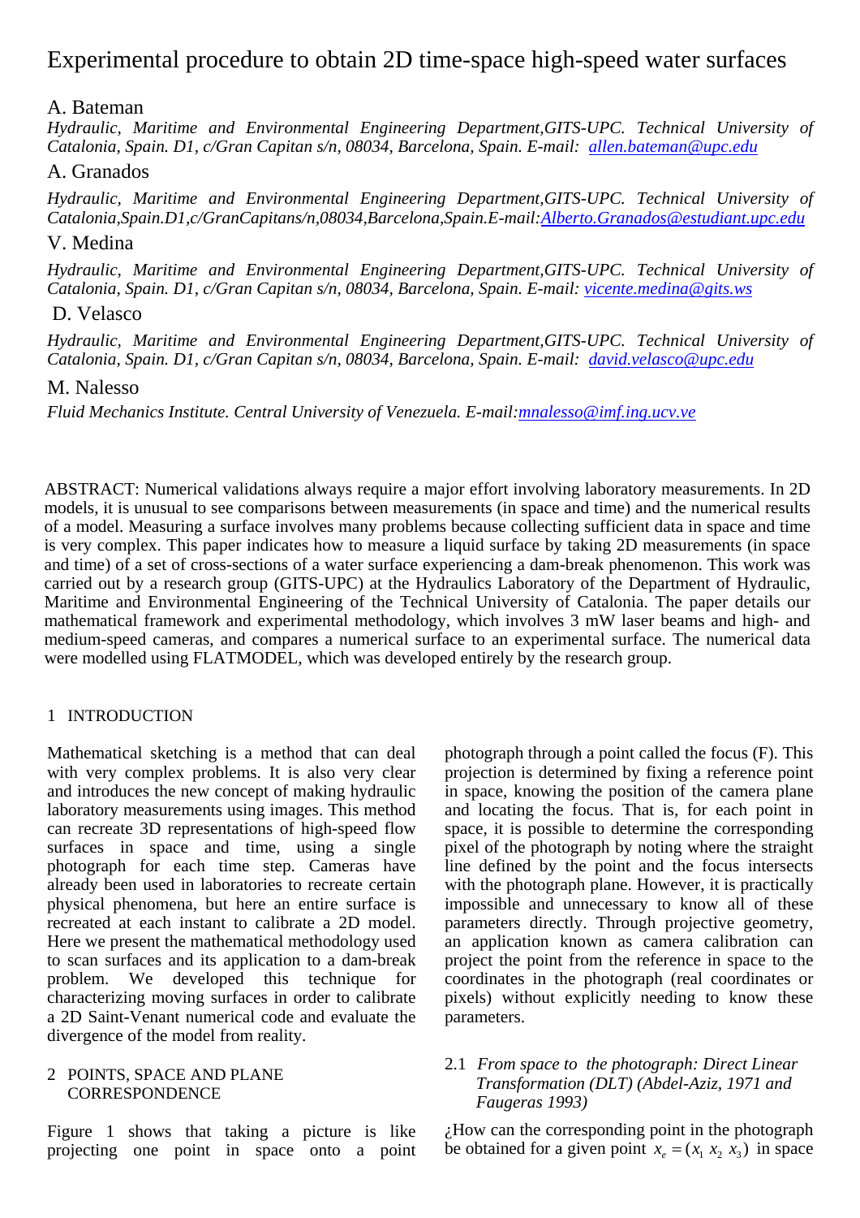# Experimental procedure to obtain 2D time-space high-speed water surfaces

A. Bateman

*Hydraulic, Maritime and Environmental Engineering Department,GITS-UPC. Technical University of Catalonia, Spain. D1, c/Gran Capitan s/n, 08034, Barcelona, Spain. E-mail: allen.bateman@upc.edu*

A. Granados

*Hydraulic, Maritime and Environmental Engineering Department,GITS-UPC. Technical University of Catalonia,Spain.D1,c/GranCapitans/n,08034,Barcelona,Spain.E-mail:Alberto.Granados@estudiant.upc.edu*

V. Medina

*Hydraulic, Maritime and Environmental Engineering Department,GITS-UPC. Technical University of Catalonia, Spain. D1, c/Gran Capitan s/n, 08034, Barcelona, Spain. E-mail: vicente.medina@gits.ws*

D. Velasco

*Hydraulic, Maritime and Environmental Engineering Department,GITS-UPC. Technical University of Catalonia, Spain. D1, c/Gran Capitan s/n, 08034, Barcelona, Spain. E-mail: david.velasco@upc.edu*

M. Nalesso

*Fluid Mechanics Institute. Central University of Venezuela. E-mail:mnalesso@imf.ing.ucv.ve*

ABSTRACT: Numerical validations always require a major effort involving laboratory measurements. In 2D models, it is unusual to see comparisons between measurements (in space and time) and the numerical results of a model. Measuring a surface involves many problems because collecting sufficient data in space and time is very complex. This paper indicates how to measure a liquid surface by taking 2D measurements (in space and time) of a set of cross-sections of a water surface experiencing a dam-break phenomenon. This work was carried out by a research group (GITS-UPC) at the Hydraulics Laboratory of the Department of Hydraulic, Maritime and Environmental Engineering of the Technical University of Catalonia. The paper details our mathematical framework and experimental methodology, which involves 3 mW laser beams and high- and medium-speed cameras, and compares a numerical surface to an experimental surface. The numerical data were modelled using FLATMODEL, which was developed entirely by the research group.

## 1 INTRODUCTION

Mathematical sketching is a method that can deal with very complex problems. It is also very clear and introduces the new concept of making hydraulic laboratory measurements using images. This method can recreate 3D representations of high-speed flow surfaces in space and time, using a single photograph for each time step. Cameras have already been used in laboratories to recreate certain physical phenomena, but here an entire surface is recreated at each instant to calibrate a 2D model. Here we present the mathematical methodology used to scan surfaces and its application to a dam-break problem. We developed this technique for characterizing moving surfaces in order to calibrate a 2D Saint-Venant numerical code and evaluate the divergence of the model from reality.

## 2 POINTS, SPACE AND PLANE CORRESPONDENCE

Figure 1 shows that taking a picture is like projecting one point in space onto a point photograph through a point called the focus (F). This projection is determined by fixing a reference point in space, knowing the position of the camera plane and locating the focus. That is, for each point in space, it is possible to determine the corresponding pixel of the photograph by noting where the straight line defined by the point and the focus intersects with the photograph plane. However, it is practically impossible and unnecessary to know all of these parameters directly. Through projective geometry, an application known as camera calibration can project the point from the reference in space to the coordinates in the photograph (real coordinates or pixels) without explicitly needing to know these parameters.

### 2.1 *From space to the photograph: Direct Linear Transformation (DLT) (Abdel-Aziz, 1971 and Faugeras 1993)*

¿How can the corresponding point in the photograph be obtained for a given point $x_e = (x_1\ x_2\ x_3)$ in space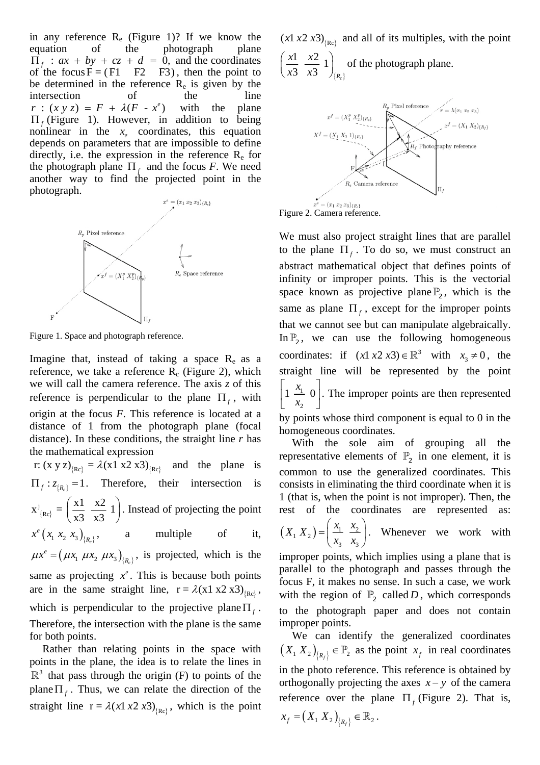in any reference $R_e$ (Figure 1)? If we know the equation of the photograph plane $\Pi_f$ : $ax + by + cz + d = 0$, and the coordinates of the focus $F = (F1 \quad F2 \quad F3)$, then the point to be determined in the reference $R_e$ is given by the intersection of the line $r : (x\, y\, z) = F + \lambda(F - x^e)$ with the plane $\Pi_f$ (Figure 1). However, in addition to being nonlinear in the $x_e$ coordinates, this equation depends on parameters that are impossible to define directly, i.e. the expression in the reference $R_e$ for the photograph plane $\Pi_f$ and the focus *F*. We need another way to find the projected point in the photograph.

Figure 1. Space and photograph reference.

Imagine that, instead of taking a space $R_e$ as a reference, we take a reference $R_c$ (Figure 2), which we will call the camera reference. The axis *z* of this reference is perpendicular to the plane $\Pi_f$, with origin at the focus *F*. This reference is located at a distance of 1 from the photograph plane (focal distance). In these conditions, the straight line *r* has the mathematical expression

$r: (x\, y\, z)_{\{Rc\}} = \lambda(x1\; x2\; x3)_{\{Rc\}}$ and the plane is $\Pi_f : z_{\{R_c\}} = 1$. Therefore, their intersection is $x^j_{\{Rc\}} = \left(\frac{x1}{x3}\; \frac{x2}{x3}\; 1\right)$. Instead of projecting the point $x^e\left(x_1\; x_2\; x_3\right)_{\{R_c\}}$, a multiple of it, $\mu x^e = \left(\mu x_1\; \mu x_2\; \mu x_3\right)_{\{R_c\}}$, is projected, which is the same as projecting $x^e$. This is because both points are in the same straight line, $r = \lambda(x1\; x2\; x3)_{\{Rc\}}$, which is perpendicular to the projective plane $\Pi_f$. Therefore, the intersection with the plane is the same for both points.

Rather than relating points in the space with points in the plane, the idea is to relate the lines in $\mathbb{R}^3$ that pass through the origin (F) to points of the plane $\Pi_f$. Thus, we can relate the direction of the straight line $r = \lambda(x1\; x2\; x3)_{\{Rc\}}$, which is the point $(x1\; x2\; x3)_{\{Rc\}}$ and all of its multiples, with the point $\left(\frac{x1}{x3}\; \frac{x2}{x3}\; 1\right)_{\{R_c\}}$ of the photograph plane.

Figure 2. Camera reference.

We must also project straight lines that are parallel to the plane $\Pi_f$. To do so, we must construct an abstract mathematical object that defines points of infinity or improper points. This is the vectorial space known as projective plane $\mathbb{P}_2$, which is the same as plane $\Pi_f$, except for the improper points that we cannot see but can manipulate algebraically. In $\mathbb{P}_2$, we can use the following homogeneous coordinates: if $(x1\; x2\; x3) \in \mathbb{R}^3$ with $x_3 \neq 0$, the straight line will be represented by the point $\left[1\; \frac{x_1}{x_2}\; 0\right]$. The improper points are then represented by points whose third component is equal to 0 in the homogeneous coordinates.

With the sole aim of grouping all the representative elements of $\mathbb{P}_2$ in one element, it is common to use the generalized coordinates. This consists in eliminating the third coordinate when it is 1 (that is, when the point is not improper). Then, the rest of the coordinates are represented as: $\left(X_1\; X_2\right) = \left(\frac{x_1}{x_3}\; \frac{x_2}{x_3}\right)$. Whenever we work with improper points, which implies using a plane that is parallel to the photograph and passes through the focus F, it makes no sense. In such a case, we work with the region of $\mathbb{P}_2$ called $D$, which corresponds to the photograph paper and does not contain improper points.

We can identify the generalized coordinates $\left(X_1\; X_2\right)_{\{R_f\}} \in \mathbb{P}_2$ as the point $x_f$ in real coordinates in the photo reference. This reference is obtained by orthogonally projecting the axes $x - y$ of the camera reference over the plane $\Pi_f$ (Figure 2). That is, $x_f = \left(X_1\; X_2\right)_{\{R_f\}} \in \mathbb{R}_2$.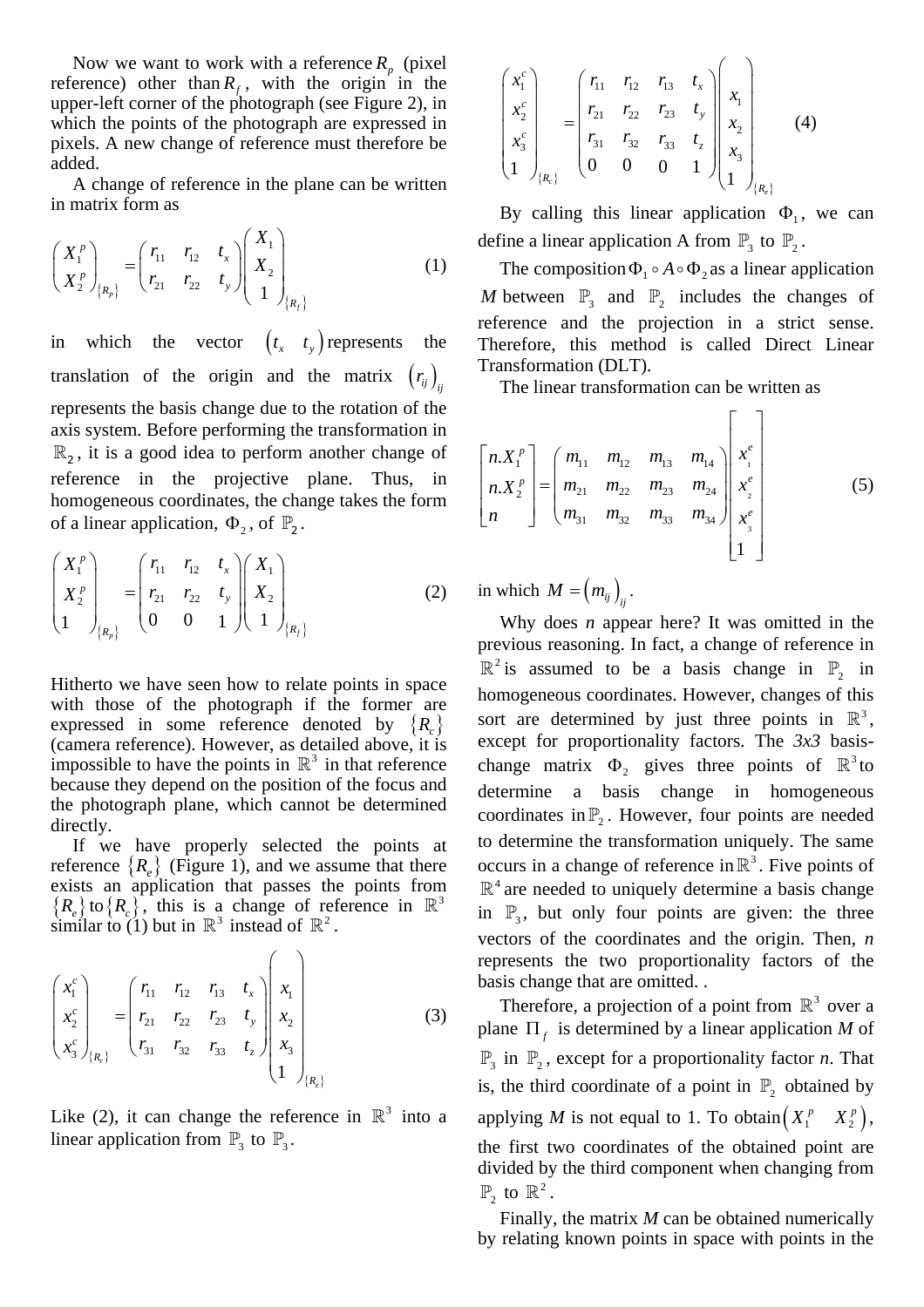Now we want to work with a reference $R_p$ (pixel reference) other than $R_f$, with the origin in the upper-left corner of the photograph (see Figure 2), in which the points of the photograph are expressed in pixels. A new change of reference must therefore be added.

A change of reference in the plane can be written in matrix form as

$$\begin{pmatrix} X_1^p \\ X_2^p \end{pmatrix}_{\{R_p\}} = \begin{pmatrix} r_{11} & r_{12} & t_x \\ r_{21} & r_{22} & t_y \end{pmatrix} \begin{pmatrix} X_1 \\ X_2 \\ 1 \end{pmatrix}_{\{R_f\}} \quad (1)$$

in which the vector $\begin{pmatrix} t_x & t_y \end{pmatrix}$ represents the translation of the origin and the matrix $\left(r_{ij}\right)_{ij}$ represents the basis change due to the rotation of the axis system. Before performing the transformation in $\mathbb{R}_2$, it is a good idea to perform another change of reference in the projective plane. Thus, in homogeneous coordinates, the change takes the form of a linear application, $\Phi_2$, of $\mathbb{P}_2$.

$$\begin{pmatrix} X_1^p \\ X_2^p \\ 1 \end{pmatrix}_{\{R_p\}} = \begin{pmatrix} r_{11} & r_{12} & t_x \\ r_{21} & r_{22} & t_y \\ 0 & 0 & 1 \end{pmatrix} \begin{pmatrix} X_1 \\ X_2 \\ 1 \end{pmatrix}_{\{R_f\}} \quad (2)$$

Hitherto we have seen how to relate points in space with those of the photograph if the former are expressed in some reference denoted by $\{R_c\}$ (camera reference). However, as detailed above, it is impossible to have the points in $\mathbb{R}^3$ in that reference because they depend on the position of the focus and the photograph plane, which cannot be determined directly.

If we have properly selected the points at reference $\{R_e\}$ (Figure 1), and we assume that there exists an application that passes the points from $\{R_e\}$ to $\{R_c\}$, this is a change of reference in $\mathbb{R}^3$ similar to (1) but in $\mathbb{R}^3$ instead of $\mathbb{R}^2$.

$$\begin{pmatrix} x_1^c \\ x_2^c \\ x_3^c \end{pmatrix}_{\{R_c\}} = \begin{pmatrix} r_{11} & r_{12} & r_{13} & t_x \\ r_{21} & r_{22} & r_{23} & t_y \\ r_{31} & r_{32} & r_{33} & t_z \end{pmatrix} \begin{pmatrix} x_1 \\ x_2 \\ x_3 \\ 1 \end{pmatrix}_{\{R_e\}} \quad (3)$$

Like (2), it can change the reference in $\mathbb{R}^3$ into a linear application from $\mathbb{P}_3$ to $\mathbb{P}_3$.

$$\begin{pmatrix} x_1^c \\ x_2^c \\ x_3^c \\ 1 \end{pmatrix}_{\{R_c\}} = \begin{pmatrix} r_{11} & r_{12} & r_{13} & t_x \\ r_{21} & r_{22} & r_{23} & t_y \\ r_{31} & r_{32} & r_{33} & t_z \\ 0 & 0 & 0 & 1 \end{pmatrix} \begin{pmatrix} x_1 \\ x_2 \\ x_3 \\ 1 \end{pmatrix}_{\{R_e\}} \quad (4)$$

By calling this linear application $\Phi_1$, we can define a linear application A from $\mathbb{P}_3$ to $\mathbb{P}_2$.

The composition $\Phi_1 \circ A \circ \Phi_2$ as a linear application $M$ between $\mathbb{P}_3$ and $\mathbb{P}_2$ includes the changes of reference and the projection in a strict sense. Therefore, this method is called Direct Linear Transformation (DLT).

The linear transformation can be written as

$$\begin{bmatrix} n.X_1^p \\ n.X_2^p \\ n \end{bmatrix} = \begin{pmatrix} m_{11} & m_{12} & m_{13} & m_{14} \\ m_{21} & m_{22} & m_{23} & m_{24} \\ m_{31} & m_{32} & m_{33} & m_{34} \end{pmatrix} \begin{bmatrix} x_1^e \\ x_2^e \\ x_3^e \\ 1 \end{bmatrix} \quad (5)$$

in which $M = \left(m_{ij}\right)_{ij}$.

Why does *n* appear here? It was omitted in the previous reasoning. In fact, a change of reference in $\mathbb{R}^2$ is assumed to be a basis change in $\mathbb{P}_2$ in homogeneous coordinates. However, changes of this sort are determined by just three points in $\mathbb{R}^3$, except for proportionality factors. The *3x3* basis-change matrix $\Phi_2$ gives three points of $\mathbb{R}^3$ to determine a basis change in homogeneous coordinates in $\mathbb{P}_2$. However, four points are needed to determine the transformation uniquely. The same occurs in a change of reference in $\mathbb{R}^3$. Five points of $\mathbb{R}^4$ are needed to uniquely determine a basis change in $\mathbb{P}_3$, but only four points are given: the three vectors of the coordinates and the origin. Then, *n* represents the two proportionality factors of the basis change that are omitted. .

Therefore, a projection of a point from $\mathbb{R}^3$ over a plane $\Pi_f$ is determined by a linear application *M* of $\mathbb{P}_3$ in $\mathbb{P}_2$, except for a proportionality factor *n*. That is, the third coordinate of a point in $\mathbb{P}_2$ obtained by applying *M* is not equal to 1. To obtain $\left(X_1^p \quad X_2^p\right)$, the first two coordinates of the obtained point are divided by the third component when changing from $\mathbb{P}_2$ to $\mathbb{R}^2$.

Finally, the matrix *M* can be obtained numerically by relating known points in space with points in the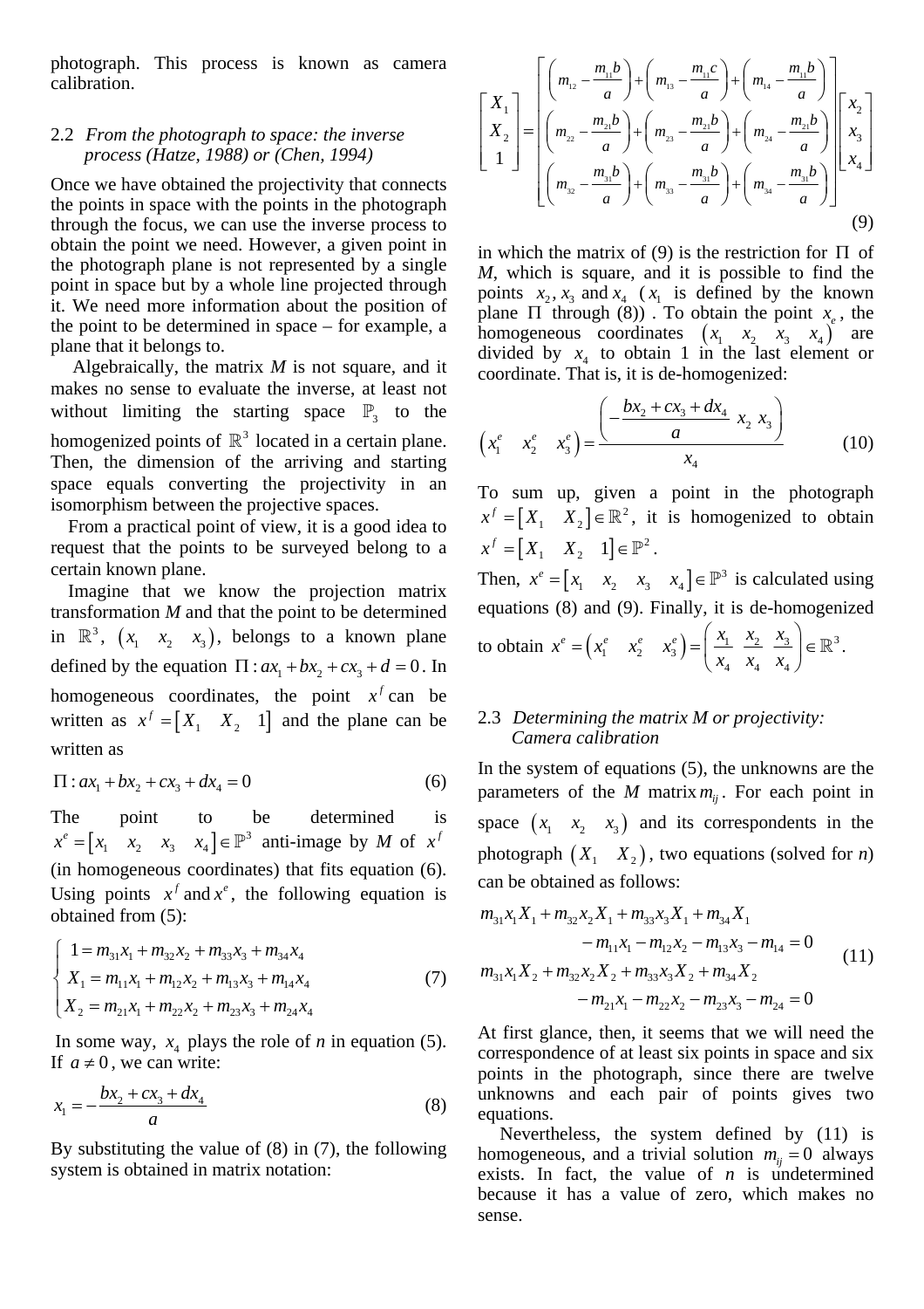photograph. This process is known as camera calibration.

## 2.2 *From the photograph to space: the inverse process (Hatze, 1988) or (Chen, 1994)*

Once we have obtained the projectivity that connects the points in space with the points in the photograph through the focus, we can use the inverse process to obtain the point we need. However, a given point in the photograph plane is not represented by a single point in space but by a whole line projected through it. We need more information about the position of the point to be determined in space – for example, a plane that it belongs to.

Algebraically, the matrix *M* is not square, and it makes no sense to evaluate the inverse, at least not without limiting the starting space $\mathbb{P}_3$ to the homogenized points of $\mathbb{R}^3$ located in a certain plane. Then, the dimension of the arriving and starting space equals converting the projectivity in an isomorphism between the projective spaces.

From a practical point of view, it is a good idea to request that the points to be surveyed belong to a certain known plane.

Imagine that we know the projection matrix transformation *M* and that the point to be determined in $\mathbb{R}^3$, $(x_1 \quad x_2 \quad x_3)$, belongs to a known plane defined by the equation $\Pi : ax_1 + bx_2 + cx_3 + d = 0$. In homogeneous coordinates, the point $x^f$ can be written as $x^f = [X_1 \quad X_2 \quad 1]$ and the plane can be written as

$$\Pi : ax_1 + bx_2 + cx_3 + dx_4 = 0 \tag{6}$$

The point to be determined is $x^e = [x_1 \quad x_2 \quad x_3 \quad x_4] \in \mathbb{P}^3$ anti-image by *M* of $x^f$ (in homogeneous coordinates) that fits equation (6). Using points $x^f$ and $x^e$, the following equation is obtained from (5):

$$\begin{cases} 1 = m_{31}x_1 + m_{32}x_2 + m_{33}x_3 + m_{34}x_4 \\ X_1 = m_{11}x_1 + m_{12}x_2 + m_{13}x_3 + m_{14}x_4 \\ X_2 = m_{21}x_1 + m_{22}x_2 + m_{23}x_3 + m_{24}x_4 \end{cases} \tag{7}$$

In some way, $x_4$ plays the role of *n* in equation (5). If $a \neq 0$, we can write:

$$x_1 = -\frac{bx_2 + cx_3 + dx_4}{a} \tag{8}$$

By substituting the value of (8) in (7), the following system is obtained in matrix notation:

$$\begin{bmatrix} X_1 \\ X_2 \\ 1 \end{bmatrix} = \begin{bmatrix} \left(m_{12} - \frac{m_{11}b}{a}\right) + \left(m_{13} - \frac{m_{11}c}{a}\right) + \left(m_{14} - \frac{m_{11}b}{a}\right) \\ \left(m_{22} - \frac{m_{21}b}{a}\right) + \left(m_{23} - \frac{m_{21}b}{a}\right) + \left(m_{24} - \frac{m_{21}b}{a}\right) \\ \left(m_{32} - \frac{m_{31}b}{a}\right) + \left(m_{33} - \frac{m_{31}b}{a}\right) + \left(m_{34} - \frac{m_{31}b}{a}\right) \end{bmatrix} \begin{bmatrix} x_2 \\ x_3 \\ x_4 \end{bmatrix} \tag{9}$$

in which the matrix of (9) is the restriction for $\Pi$ of *M*, which is square, and it is possible to find the points $x_2, x_3$ and $x_4$ ($x_1$ is defined by the known plane $\Pi$ through (8)) . To obtain the point $x_e$, the homogeneous coordinates $(x_1 \quad x_2 \quad x_3 \quad x_4)$ are divided by $x_4$ to obtain 1 in the last element or coordinate. That is, it is de-homogenized:

$$\begin{pmatrix} x_1^e & x_2^e & x_3^e \end{pmatrix} = \frac{\left(-\frac{bx_2 + cx_3 + dx_4}{a} \quad x_2 \quad x_3\right)}{x_4} \tag{10}$$

To sum up, given a point in the photograph $x^f = [X_1 \quad X_2] \in \mathbb{R}^2$, it is homogenized to obtain $x^f = [X_1 \quad X_2 \quad 1] \in \mathbb{P}^2$.

Then, $x^e = [x_1 \quad x_2 \quad x_3 \quad x_4] \in \mathbb{P}^3$ is calculated using equations (8) and (9). Finally, it is de-homogenized to obtain $x^e = \begin{pmatrix} x_1^e & x_2^e & x_3^e \end{pmatrix} = \left(\frac{x_1}{x_4} \ \frac{x_2}{x_4} \ \frac{x_3}{x_4}\right) \in \mathbb{R}^3$.

## 2.3 *Determining the matrix M or projectivity: Camera calibration*

In the system of equations (5), the unknowns are the parameters of the *M* matrix $m_{ij}$. For each point in space $(x_1 \quad x_2 \quad x_3)$ and its correspondents in the photograph $(X_1 \quad X_2)$, two equations (solved for *n*) can be obtained as follows:

$$\begin{aligned} m_{31}x_1X_1 + m_{32}x_2X_1 + m_{33}x_3X_1 + m_{34}X_1 \\ - m_{11}x_1 - m_{12}x_2 - m_{13}x_3 - m_{14} = 0 \\ m_{31}x_1X_2 + m_{32}x_2X_2 + m_{33}x_3X_2 + m_{34}X_2 \\ - m_{21}x_1 - m_{22}x_2 - m_{23}x_3 - m_{24} = 0 \end{aligned} \tag{11}$$

At first glance, then, it seems that we will need the correspondence of at least six points in space and six points in the photograph, since there are twelve unknowns and each pair of points gives two equations.

Nevertheless, the system defined by (11) is homogeneous, and a trivial solution $m_{ij} = 0$ always exists. In fact, the value of *n* is undetermined because it has a value of zero, which makes no sense.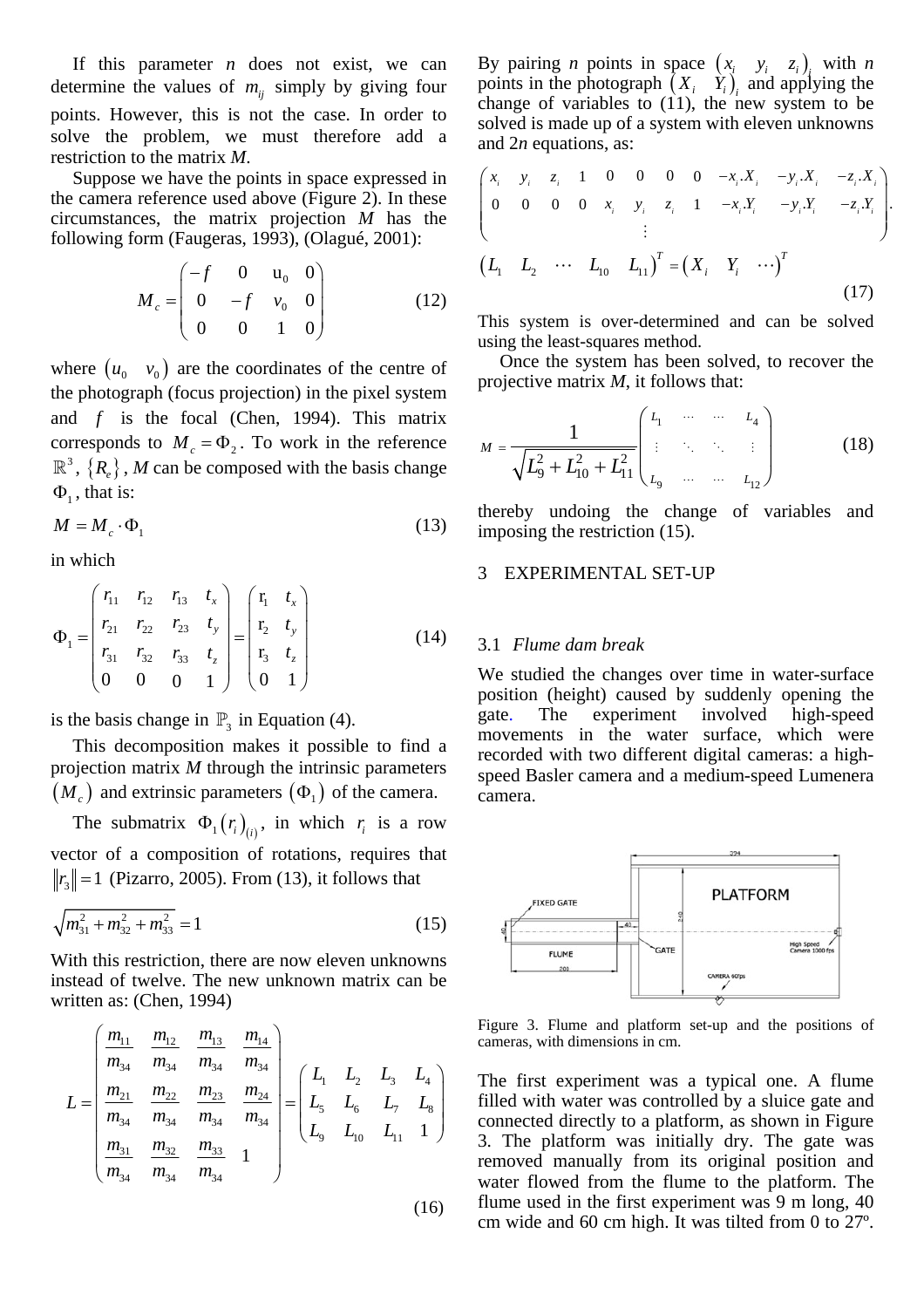If this parameter $n$ does not exist, we can determine the values of $m_{ij}$ simply by giving four points. However, this is not the case. In order to solve the problem, we must therefore add a restriction to the matrix $M$.

Suppose we have the points in space expressed in the camera reference used above (Figure 2). In these circumstances, the matrix projection $M$ has the following form (Faugeras, 1993), (Olagué, 2001):

$$M_c = \begin{pmatrix} -f & 0 & u_0 & 0 \\ 0 & -f & v_0 & 0 \\ 0 & 0 & 1 & 0 \end{pmatrix} \tag{12}$$

where $(u_0 \quad v_0)$ are the coordinates of the centre of the photograph (focus projection) in the pixel system and $f$ is the focal (Chen, 1994). This matrix corresponds to $M_c = \Phi_2$. To work in the reference $\mathbb{R}^3$, $\{R_e\}$, $M$ can be composed with the basis change $\Phi_1$, that is:

$$M = M_c \cdot \Phi_1 \tag{13}$$

in which

$$\Phi_1 = \begin{pmatrix} r_{11} & r_{12} & r_{13} & t_x \\ r_{21} & r_{22} & r_{23} & t_y \\ r_{31} & r_{32} & r_{33} & t_z \\ 0 & 0 & 0 & 1 \end{pmatrix} = \begin{pmatrix} r_1 & t_x \\ r_2 & t_y \\ r_3 & t_z \\ 0 & 1 \end{pmatrix} \tag{14}$$

is the basis change in $\mathbb{P}_3$ in Equation (4).

This decomposition makes it possible to find a projection matrix $M$ through the intrinsic parameters $(M_c)$ and extrinsic parameters $(\Phi_1)$ of the camera.

The submatrix $\Phi_1 (r_i)_{(i)}$, in which $r_i$ is a row vector of a composition of rotations, requires that $\|r_3\| = 1$ (Pizarro, 2005). From (13), it follows that

$$\sqrt{m_{31}^2 + m_{32}^2 + m_{33}^2} = 1 \tag{15}$$

With this restriction, there are now eleven unknowns instead of twelve. The new unknown matrix can be written as: (Chen, 1994)

$$L = \begin{pmatrix} \frac{m_{11}}{m_{34}} & \frac{m_{12}}{m_{34}} & \frac{m_{13}}{m_{34}} & \frac{m_{14}}{m_{34}} \\ \frac{m_{21}}{m_{34}} & \frac{m_{22}}{m_{34}} & \frac{m_{23}}{m_{34}} & \frac{m_{24}}{m_{34}} \\ \frac{m_{31}}{m_{34}} & \frac{m_{32}}{m_{34}} & \frac{m_{33}}{m_{34}} & 1 \end{pmatrix} = \begin{pmatrix} L_1 & L_2 & L_3 & L_4 \\ L_5 & L_6 & L_7 & L_8 \\ L_9 & L_{10} & L_{11} & 1 \end{pmatrix} \tag{16}$$

By pairing $n$ points in space $(x_i \quad y_i \quad z_i)_i$ with $n$ points in the photograph $(X_i \quad Y_i)_i$ and applying the change of variables to (11), the new system to be solved is made up of a system with eleven unknowns and $2n$ equations, as:

$$\begin{pmatrix} x_i & y_i & z_i & 1 & 0 & 0 & 0 & 0 & -x_i.X_i & -y_i.X_i & -z_i.X_i \\ 0 & 0 & 0 & 0 & x_i & y_i & z_i & 1 & -x_i.Y_i & -y_i.Y_i & -z_i.Y_i \\ & & & & & \vdots & & & & & \end{pmatrix} \cdot$$
$$\begin{pmatrix} L_1 & L_2 & \cdots & L_{10} & L_{11} \end{pmatrix}^T = \begin{pmatrix} X_i & Y_i & \cdots \end{pmatrix}^T \tag{17}$$

This system is over-determined and can be solved using the least-squares method.

Once the system has been solved, to recover the projective matrix $M$, it follows that:

$$M = \frac{1}{\sqrt{L_9^2 + L_{10}^2 + L_{11}^2}} \begin{pmatrix} L_1 & \cdots & \cdots & L_4 \\ \vdots & \ddots & \ddots & \vdots \\ L_9 & \cdots & \cdots & L_{12} \end{pmatrix} \tag{18}$$

thereby undoing the change of variables and imposing the restriction (15).

## 3 EXPERIMENTAL SET-UP

### 3.1 *Flume dam break*

We studied the changes over time in water-surface position (height) caused by suddenly opening the gate. The experiment involved high-speed movements in the water surface, which were recorded with two different digital cameras: a high-speed Basler camera and a medium-speed Lumenera camera.

Figure 3. Flume and platform set-up and the positions of cameras, with dimensions in cm.

The first experiment was a typical one. A flume filled with water was controlled by a sluice gate and connected directly to a platform, as shown in Figure 3. The platform was initially dry. The gate was removed manually from its original position and water flowed from the flume to the platform. The flume used in the first experiment was 9 m long, 40 cm wide and 60 cm high. It was tilted from 0 to 27º.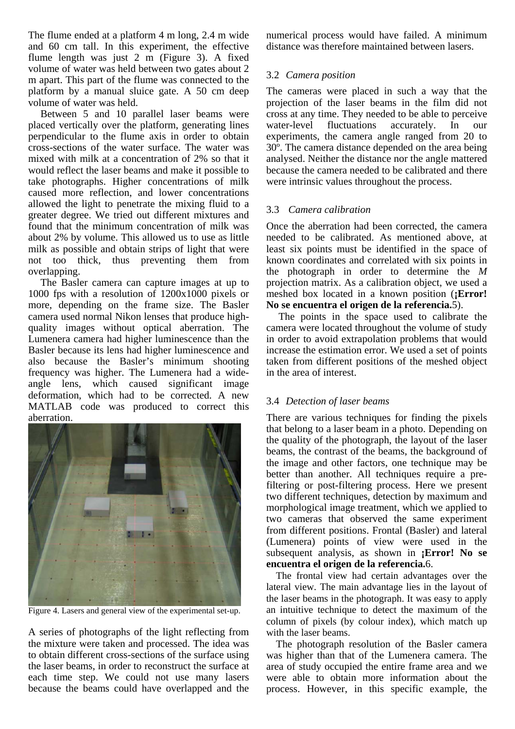The flume ended at a platform 4 m long, 2.4 m wide and 60 cm tall. In this experiment, the effective flume length was just 2 m (Figure 3). A fixed volume of water was held between two gates about 2 m apart. This part of the flume was connected to the platform by a manual sluice gate. A 50 cm deep volume of water was held.

Between 5 and 10 parallel laser beams were placed vertically over the platform, generating lines perpendicular to the flume axis in order to obtain cross-sections of the water surface. The water was mixed with milk at a concentration of 2% so that it would reflect the laser beams and make it possible to take photographs. Higher concentrations of milk caused more reflection, and lower concentrations allowed the light to penetrate the mixing fluid to a greater degree. We tried out different mixtures and found that the minimum concentration of milk was about 2% by volume. This allowed us to use as little milk as possible and obtain strips of light that were not too thick, thus preventing them from overlapping.

The Basler camera can capture images at up to 1000 fps with a resolution of 1200x1000 pixels or more, depending on the frame size. The Basler camera used normal Nikon lenses that produce high-quality images without optical aberration. The Lumenera camera had higher luminescence than the Basler because its lens had higher luminescence and also because the Basler's minimum shooting frequency was higher. The Lumenera had a wide-angle lens, which caused significant image deformation, which had to be corrected. A new MATLAB code was produced to correct this aberration.

Figure 4. Lasers and general view of the experimental set-up.

A series of photographs of the light reflecting from the mixture were taken and processed. The idea was to obtain different cross-sections of the surface using the laser beams, in order to reconstruct the surface at each time step. We could not use many lasers because the beams could have overlapped and the numerical process would have failed. A minimum distance was therefore maintained between lasers.

### 3.2 *Camera position*

The cameras were placed in such a way that the projection of the laser beams in the film did not cross at any time. They needed to be able to perceive water-level fluctuations accurately. In our experiments, the camera angle ranged from 20 to 30º. The camera distance depended on the area being analysed. Neither the distance nor the angle mattered because the camera needed to be calibrated and there were intrinsic values throughout the process.

### 3.3 *Camera calibration*

Once the aberration had been corrected, the camera needed to be calibrated. As mentioned above, at least six points must be identified in the space of known coordinates and correlated with six points in the photograph in order to determine the *M* projection matrix. As a calibration object, we used a meshed box located in a known position (**¡Error! No se encuentra el origen de la referencia.**5).

The points in the space used to calibrate the camera were located throughout the volume of study in order to avoid extrapolation problems that would increase the estimation error. We used a set of points taken from different positions of the meshed object in the area of interest.

### 3.4 *Detection of laser beams*

There are various techniques for finding the pixels that belong to a laser beam in a photo. Depending on the quality of the photograph, the layout of the laser beams, the contrast of the beams, the background of the image and other factors, one technique may be better than another. All techniques require a pre-filtering or post-filtering process. Here we present two different techniques, detection by maximum and morphological image treatment, which we applied to two cameras that observed the same experiment from different positions. Frontal (Basler) and lateral (Lumenera) points of view were used in the subsequent analysis, as shown in **¡Error! No se encuentra el origen de la referencia.**6.

The frontal view had certain advantages over the lateral view. The main advantage lies in the layout of the laser beams in the photograph. It was easy to apply an intuitive technique to detect the maximum of the column of pixels (by colour index), which match up with the laser beams.

The photograph resolution of the Basler camera was higher than that of the Lumenera camera. The area of study occupied the entire frame area and we were able to obtain more information about the process. However, in this specific example, the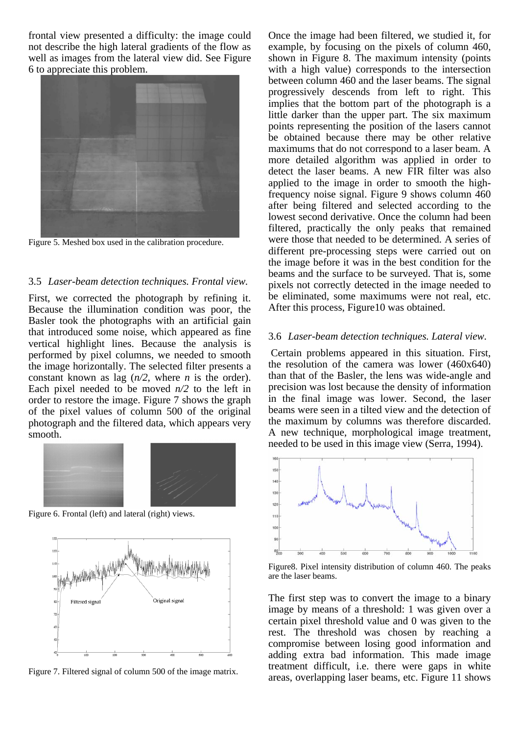frontal view presented a difficulty: the image could not describe the high lateral gradients of the flow as well as images from the lateral view did. See Figure 6 to appreciate this problem.

Figure 5. Meshed box used in the calibration procedure.

### 3.5 *Laser-beam detection techniques. Frontal view.*

First, we corrected the photograph by refining it. Because the illumination condition was poor, the Basler took the photographs with an artificial gain that introduced some noise, which appeared as fine vertical highlight lines. Because the analysis is performed by pixel columns, we needed to smooth the image horizontally. The selected filter presents a constant known as lag ($n/2$, where $n$ is the order). Each pixel needed to be moved $n/2$ to the left in order to restore the image. Figure 7 shows the graph of the pixel values of column 500 of the original photograph and the filtered data, which appears very smooth.

Figure 6. Frontal (left) and lateral (right) views.

Figure 7. Filtered signal of column 500 of the image matrix.

Once the image had been filtered, we studied it, for example, by focusing on the pixels of column 460, shown in Figure 8. The maximum intensity (points with a high value) corresponds to the intersection between column 460 and the laser beams. The signal progressively descends from left to right. This implies that the bottom part of the photograph is a little darker than the upper part. The six maximum points representing the position of the lasers cannot be obtained because there may be other relative maximums that do not correspond to a laser beam. A more detailed algorithm was applied in order to detect the laser beams. A new FIR filter was also applied to the image in order to smooth the high-frequency noise signal. Figure 9 shows column 460 after being filtered and selected according to the lowest second derivative. Once the column had been filtered, practically the only peaks that remained were those that needed to be determined. A series of different pre-processing steps were carried out on the image before it was in the best condition for the beams and the surface to be surveyed. That is, some pixels not correctly detected in the image needed to be eliminated, some maximums were not real, etc. After this process, Figure10 was obtained.

### 3.6 *Laser-beam detection techniques. Lateral view.*

Certain problems appeared in this situation. First, the resolution of the camera was lower (460x640) than that of the Basler, the lens was wide-angle and precision was lost because the density of information in the final image was lower. Second, the laser beams were seen in a tilted view and the detection of the maximum by columns was therefore discarded. A new technique, morphological image treatment, needed to be used in this image view (Serra, 1994).

Figure8. Pixel intensity distribution of column 460. The peaks are the laser beams.

The first step was to convert the image to a binary image by means of a threshold: 1 was given over a certain pixel threshold value and 0 was given to the rest. The threshold was chosen by reaching a compromise between losing good information and adding extra bad information. This made image treatment difficult, i.e. there were gaps in white areas, overlapping laser beams, etc. Figure 11 shows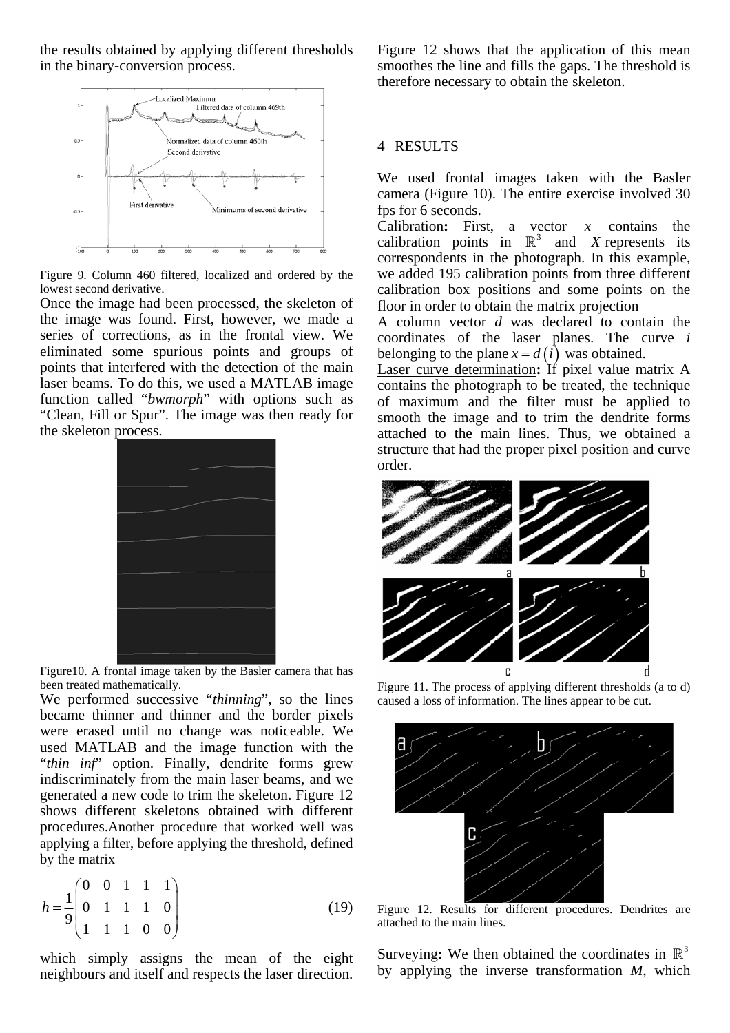the results obtained by applying different thresholds in the binary-conversion process.

Figure 9. Column 460 filtered, localized and ordered by the lowest second derivative.

Once the image had been processed, the skeleton of the image was found. First, however, we made a series of corrections, as in the frontal view. We eliminated some spurious points and groups of points that interfered with the detection of the main laser beams. To do this, we used a MATLAB image function called "*bwmorph*" with options such as "Clean, Fill or Spur". The image was then ready for the skeleton process.

Figure10. A frontal image taken by the Basler camera that has been treated mathematically.

We performed successive "*thinning*", so the lines became thinner and thinner and the border pixels were erased until no change was noticeable. We used MATLAB and the image function with the "*thin inf*" option. Finally, dendrite forms grew indiscriminately from the main laser beams, and we generated a new code to trim the skeleton. Figure 12 shows different skeletons obtained with different procedures.Another procedure that worked well was applying a filter, before applying the threshold, defined by the matrix

$$h = \frac{1}{9}\begin{pmatrix} 0 & 0 & 1 & 1 & 1 \\ 0 & 1 & 1 & 1 & 0 \\ 1 & 1 & 1 & 0 & 0 \end{pmatrix} \qquad (19)$$

which simply assigns the mean of the eight neighbours and itself and respects the laser direction. Figure 12 shows that the application of this mean smoothes the line and fills the gaps. The threshold is therefore necessary to obtain the skeleton.

## 4 RESULTS

We used frontal images taken with the Basler camera (Figure 10). The entire exercise involved 30 fps for 6 seconds.

Calibration**:** First, a vector $x$ contains the calibration points in $\mathbb{R}^3$ and $X$ represents its correspondents in the photograph. In this example, we added 195 calibration points from three different calibration box positions and some points on the floor in order to obtain the matrix projection

A column vector $d$ was declared to contain the coordinates of the laser planes. The curve $i$ belonging to the plane $x = d(i)$ was obtained.

Laser curve determination**:** If pixel value matrix A contains the photograph to be treated, the technique of maximum and the filter must be applied to smooth the image and to trim the dendrite forms attached to the main lines. Thus, we obtained a structure that had the proper pixel position and curve order.

Figure 11. The process of applying different thresholds (a to d) caused a loss of information. The lines appear to be cut.

Figure 12. Results for different procedures. Dendrites are attached to the main lines.

Surveying**:** We then obtained the coordinates in $\mathbb{R}^3$ by applying the inverse transformation $M$, which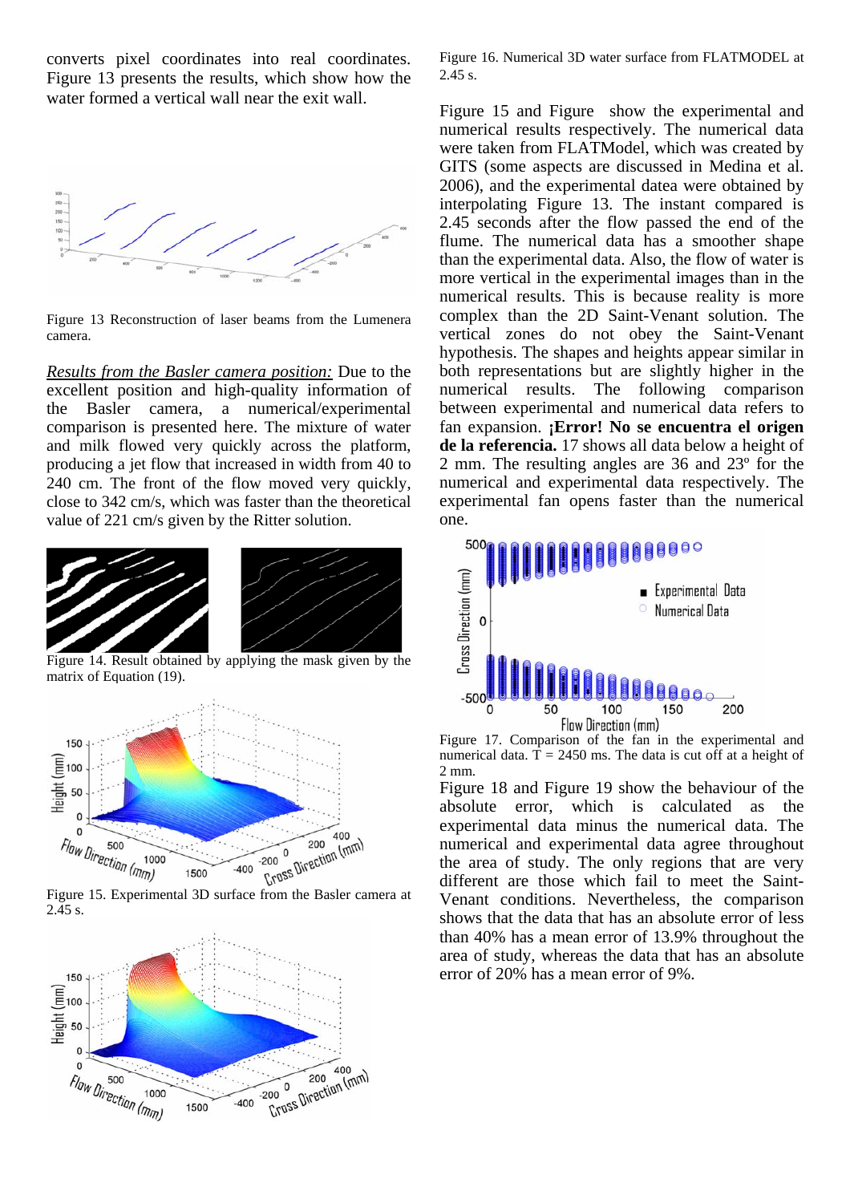converts pixel coordinates into real coordinates. Figure 13 presents the results, which show how the water formed a vertical wall near the exit wall.

Figure 13 Reconstruction of laser beams from the Lumenera camera.

*Results from the Basler camera position:* Due to the excellent position and high-quality information of the Basler camera, a numerical/experimental comparison is presented here. The mixture of water and milk flowed very quickly across the platform, producing a jet flow that increased in width from 40 to 240 cm. The front of the flow moved very quickly, close to 342 cm/s, which was faster than the theoretical value of 221 cm/s given by the Ritter solution.

Figure 14. Result obtained by applying the mask given by the matrix of Equation (19).

Figure 15. Experimental 3D surface from the Basler camera at 2.45 s.

Figure 16. Numerical 3D water surface from FLATMODEL at 2.45 s.

Figure 15 and Figure  show the experimental and numerical results respectively. The numerical data were taken from FLATModel, which was created by GITS (some aspects are discussed in Medina et al. 2006), and the experimental datea were obtained by interpolating Figure 13. The instant compared is 2.45 seconds after the flow passed the end of the flume. The numerical data has a smoother shape than the experimental data. Also, the flow of water is more vertical in the experimental images than in the numerical results. This is because reality is more complex than the 2D Saint-Venant solution. The vertical zones do not obey the Saint-Venant hypothesis. The shapes and heights appear similar in both representations but are slightly higher in the numerical results. The following comparison between experimental and numerical data refers to fan expansion. **¡Error! No se encuentra el origen de la referencia.** 17 shows all data below a height of 2 mm. The resulting angles are 36 and 23º for the numerical and experimental data respectively. The experimental fan opens faster than the numerical one.

Figure 17. Comparison of the fan in the experimental and numerical data. T = 2450 ms. The data is cut off at a height of 2 mm.

Figure 18 and Figure 19 show the behaviour of the absolute error, which is calculated as the experimental data minus the numerical data. The numerical and experimental data agree throughout the area of study. The only regions that are very different are those which fail to meet the Saint-Venant conditions. Nevertheless, the comparison shows that the data that has an absolute error of less than 40% has a mean error of 13.9% throughout the area of study, whereas the data that has an absolute error of 20% has a mean error of 9%.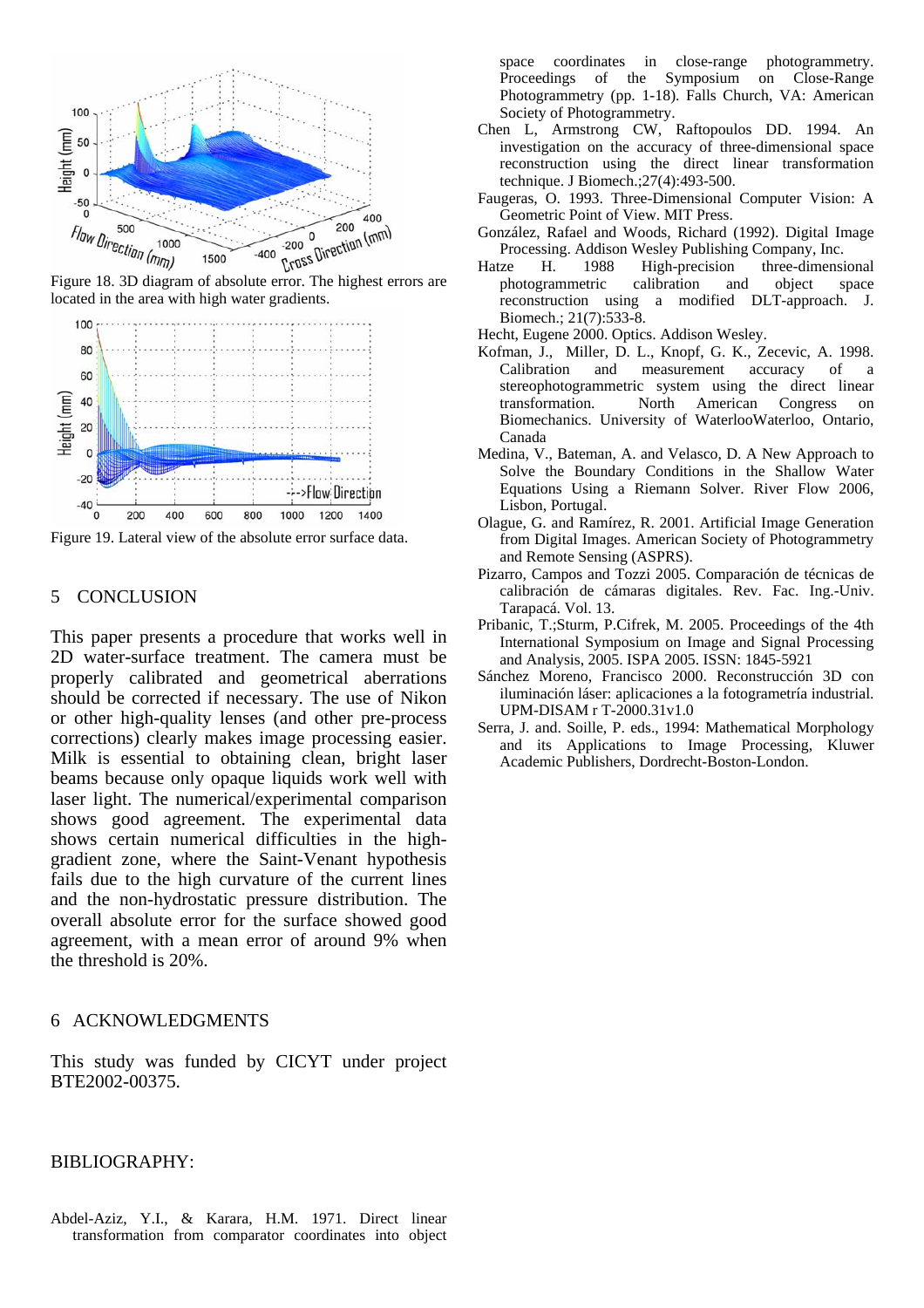Height (mm)
100
50
0
-50
0
500
1000
1500
Flow Direction (mm)
-400
-200
0
200
400
Cross Direction (mm)

Figure 18. 3D diagram of absolute error. The highest errors are located in the area with high water gradients.

Height (mm)
100
80
60
40
20
0
-20
-40
0
200
400
600
800
1000
1200
1400
--->Flow Direction

Figure 19. Lateral view of the absolute error surface data.

## 5 CONCLUSION

This paper presents a procedure that works well in 2D water-surface treatment. The camera must be properly calibrated and geometrical aberrations should be corrected if necessary. The use of Nikon or other high-quality lenses (and other pre-process corrections) clearly makes image processing easier. Milk is essential to obtaining clean, bright laser beams because only opaque liquids work well with laser light. The numerical/experimental comparison shows good agreement. The experimental data shows certain numerical difficulties in the high-gradient zone, where the Saint-Venant hypothesis fails due to the high curvature of the current lines and the non-hydrostatic pressure distribution. The overall absolute error for the surface showed good agreement, with a mean error of around 9% when the threshold is 20%.

## 6 ACKNOWLEDGMENTS

This study was funded by CICYT under project BTE2002-00375.

## BIBLIOGRAPHY:

Abdel-Aziz, Y.I., & Karara, H.M. 1971. Direct linear transformation from comparator coordinates into object space coordinates in close-range photogrammetry. Proceedings of the Symposium on Close-Range Photogrammetry (pp. 1-18). Falls Church, VA: American Society of Photogrammetry.

Chen L, Armstrong CW, Raftopoulos DD. 1994. An investigation on the accuracy of three-dimensional space reconstruction using the direct linear transformation technique. J Biomech.;27(4):493-500.

Faugeras, O. 1993. Three-Dimensional Computer Vision: A Geometric Point of View. MIT Press.

González, Rafael and Woods, Richard (1992). Digital Image Processing. Addison Wesley Publishing Company, Inc.

Hatze H. 1988 High-precision three-dimensional photogrammetric calibration and object space reconstruction using a modified DLT-approach. J. Biomech.; 21(7):533-8.

Hecht, Eugene 2000. Optics. Addison Wesley.

Kofman, J., Miller, D. L., Knopf, G. K., Zecevic, A. 1998. Calibration and measurement accuracy of a stereophotogrammetric system using the direct linear transformation. North American Congress on Biomechanics. University of WaterlooWaterloo, Ontario, Canada

Medina, V., Bateman, A. and Velasco, D. A New Approach to Solve the Boundary Conditions in the Shallow Water Equations Using a Riemann Solver. River Flow 2006, Lisbon, Portugal.

Olague, G. and Ramírez, R. 2001. Artificial Image Generation from Digital Images. American Society of Photogrammetry and Remote Sensing (ASPRS).

Pizarro, Campos and Tozzi 2005. Comparación de técnicas de calibración de cámaras digitales. Rev. Fac. Ing.-Univ. Tarapacá. Vol. 13.

Pribanic, T.;Sturm, P.Cifrek, M. 2005. Proceedings of the 4th International Symposium on Image and Signal Processing and Analysis, 2005. ISPA 2005. ISSN: 1845-5921

Sánchez Moreno, Francisco 2000. Reconstrucción 3D con iluminación láser: aplicaciones a la fotogrametría industrial. UPM-DISAM r T-2000.31v1.0

Serra, J. and. Soille, P. eds., 1994: Mathematical Morphology and its Applications to Image Processing, Kluwer Academic Publishers, Dordrecht-Boston-London.